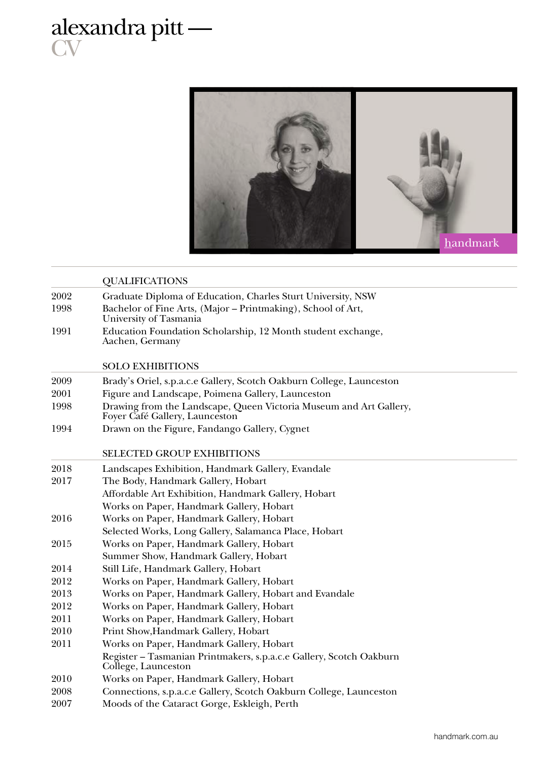# alexandra pitt —
# CV

## QUALIFICATIONS

| | |
|---|---|
| 2002 | Graduate Diploma of Education, Charles Sturt University, NSW |
| 1998 | Bachelor of Fine Arts, (Major – Printmaking), School of Art, University of Tasmania |
| 1991 | Education Foundation Scholarship, 12 Month student exchange, Aachen, Germany |

## SOLO EXHIBITIONS

| | |
|---|---|
| 2009 | Brady's Oriel, s.p.a.c.e Gallery, Scotch Oakburn College, Launceston |
| 2001 | Figure and Landscape, Poimena Gallery, Launceston |
| 1998 | Drawing from the Landscape, Queen Victoria Museum and Art Gallery, Foyer Café Gallery, Launceston |
| 1994 | Drawn on the Figure, Fandango Gallery, Cygnet |

## SELECTED GROUP EXHIBITIONS

| | |
|---|---|
| 2018 | Landscapes Exhibition, Handmark Gallery, Evandale |
| 2017 | The Body, Handmark Gallery, Hobart |
| | Affordable Art Exhibition, Handmark Gallery, Hobart |
| | Works on Paper, Handmark Gallery, Hobart |
| 2016 | Works on Paper, Handmark Gallery, Hobart |
| | Selected Works, Long Gallery, Salamanca Place, Hobart |
| 2015 | Works on Paper, Handmark Gallery, Hobart |
| | Summer Show, Handmark Gallery, Hobart |
| 2014 | Still Life, Handmark Gallery, Hobart |
| 2012 | Works on Paper, Handmark Gallery, Hobart |
| 2013 | Works on Paper, Handmark Gallery, Hobart and Evandale |
| 2012 | Works on Paper, Handmark Gallery, Hobart |
| 2011 | Works on Paper, Handmark Gallery, Hobart |
| 2010 | Print Show,Handmark Gallery, Hobart |
| 2011 | Works on Paper, Handmark Gallery, Hobart |
| | Register – Tasmanian Printmakers, s.p.a.c.e Gallery, Scotch Oakburn College, Launceston |
| 2010 | Works on Paper, Handmark Gallery, Hobart |
| 2008 | Connections, s.p.a.c.e Gallery, Scotch Oakburn College, Launceston |
| 2007 | Moods of the Cataract Gorge, Eskleigh, Perth |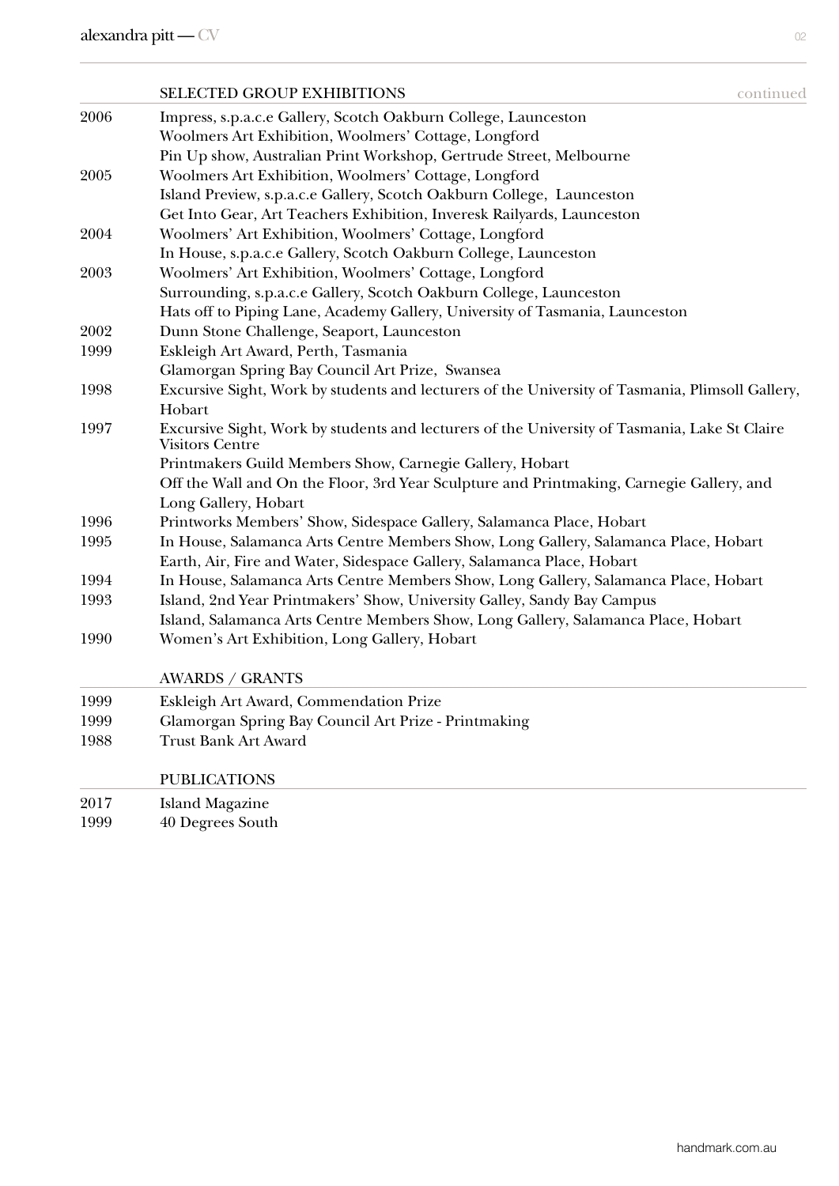## SELECTED GROUP EXHIBITIONS continued

| | |
|---|---|
| 2006 | Impress, s.p.a.c.e Gallery, Scotch Oakburn College, Launceston |
| | Woolmers Art Exhibition, Woolmers' Cottage, Longford |
| | Pin Up show, Australian Print Workshop, Gertrude Street, Melbourne |
| 2005 | Woolmers Art Exhibition, Woolmers' Cottage, Longford |
| | Island Preview, s.p.a.c.e Gallery, Scotch Oakburn College, Launceston |
| | Get Into Gear, Art Teachers Exhibition, Inveresk Railyards, Launceston |
| 2004 | Woolmers' Art Exhibition, Woolmers' Cottage, Longford |
| | In House, s.p.a.c.e Gallery, Scotch Oakburn College, Launceston |
| 2003 | Woolmers' Art Exhibition, Woolmers' Cottage, Longford |
| | Surrounding, s.p.a.c.e Gallery, Scotch Oakburn College, Launceston |
| | Hats off to Piping Lane, Academy Gallery, University of Tasmania, Launceston |
| 2002 | Dunn Stone Challenge, Seaport, Launceston |
| 1999 | Eskleigh Art Award, Perth, Tasmania |
| | Glamorgan Spring Bay Council Art Prize, Swansea |
| 1998 | Excursive Sight, Work by students and lecturers of the University of Tasmania, Plimsoll Gallery, Hobart |
| 1997 | Excursive Sight, Work by students and lecturers of the University of Tasmania, Lake St Claire Visitors Centre |
| | Printmakers Guild Members Show, Carnegie Gallery, Hobart |
| | Off the Wall and On the Floor, 3rd Year Sculpture and Printmaking, Carnegie Gallery, and Long Gallery, Hobart |
| 1996 | Printworks Members' Show, Sidespace Gallery, Salamanca Place, Hobart |
| 1995 | In House, Salamanca Arts Centre Members Show, Long Gallery, Salamanca Place, Hobart |
| | Earth, Air, Fire and Water, Sidespace Gallery, Salamanca Place, Hobart |
| 1994 | In House, Salamanca Arts Centre Members Show, Long Gallery, Salamanca Place, Hobart |
| 1993 | Island, 2nd Year Printmakers' Show, University Galley, Sandy Bay Campus |
| | Island, Salamanca Arts Centre Members Show, Long Gallery, Salamanca Place, Hobart |
| 1990 | Women's Art Exhibition, Long Gallery, Hobart |

## AWARDS / GRANTS

| | |
|---|---|
| 1999 | Eskleigh Art Award, Commendation Prize |
| 1999 | Glamorgan Spring Bay Council Art Prize - Printmaking |
| 1988 | Trust Bank Art Award |

## PUBLICATIONS

| | |
|---|---|
| 2017 | Island Magazine |
| 1999 | 40 Degrees South |